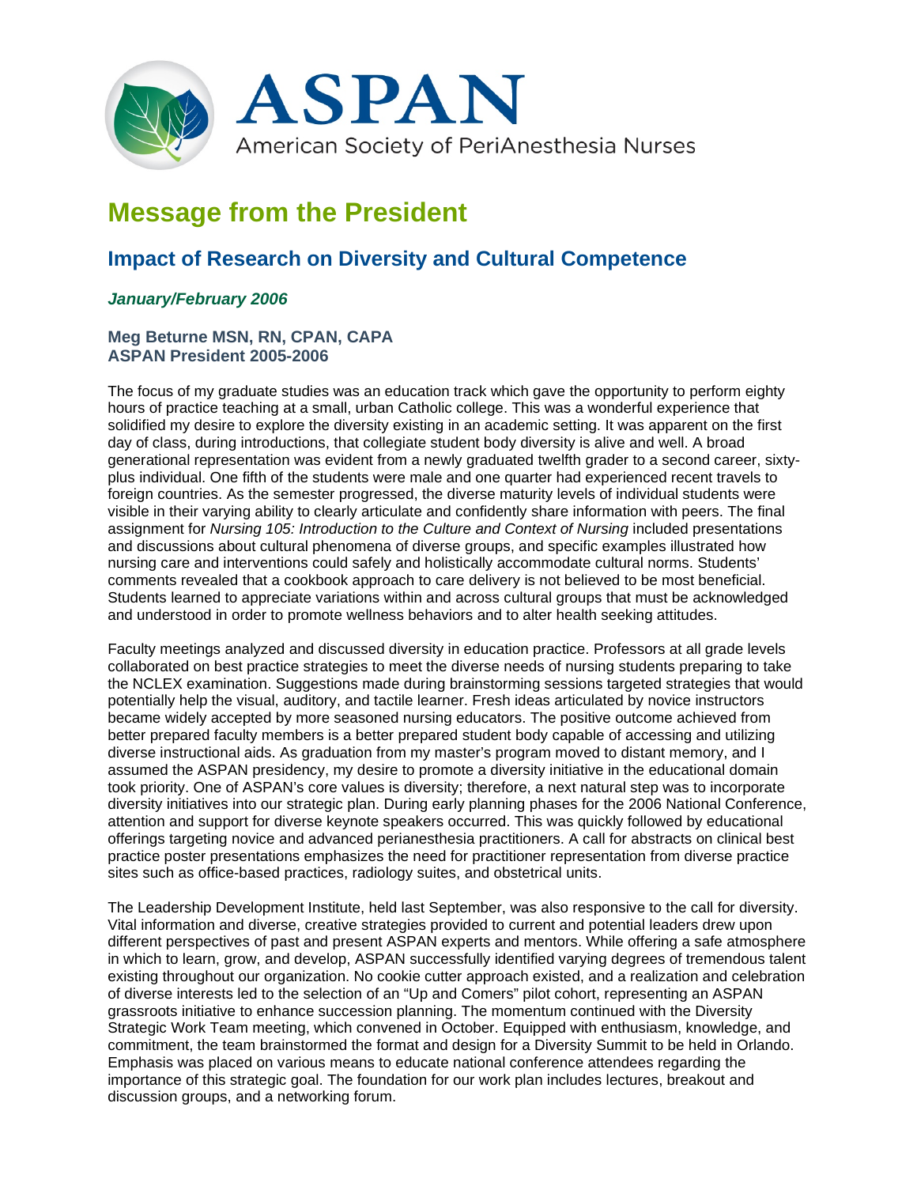# ASPAN

American Society of PeriAnesthesia Nurses

## Message from the President

### Impact of Research on Diversity and Cultural Competence

***January/February 2006***

**Meg Beturne MSN, RN, CPAN, CAPA**
**ASPAN President 2005-2006**

The focus of my graduate studies was an education track which gave the opportunity to perform eighty hours of practice teaching at a small, urban Catholic college. This was a wonderful experience that solidified my desire to explore the diversity existing in an academic setting. It was apparent on the first day of class, during introductions, that collegiate student body diversity is alive and well. A broad generational representation was evident from a newly graduated twelfth grader to a second career, sixty-plus individual. One fifth of the students were male and one quarter had experienced recent travels to foreign countries. As the semester progressed, the diverse maturity levels of individual students were visible in their varying ability to clearly articulate and confidently share information with peers. The final assignment for *Nursing 105: Introduction to the Culture and Context of Nursing* included presentations and discussions about cultural phenomena of diverse groups, and specific examples illustrated how nursing care and interventions could safely and holistically accommodate cultural norms. Students' comments revealed that a cookbook approach to care delivery is not believed to be most beneficial. Students learned to appreciate variations within and across cultural groups that must be acknowledged and understood in order to promote wellness behaviors and to alter health seeking attitudes.

Faculty meetings analyzed and discussed diversity in education practice. Professors at all grade levels collaborated on best practice strategies to meet the diverse needs of nursing students preparing to take the NCLEX examination. Suggestions made during brainstorming sessions targeted strategies that would potentially help the visual, auditory, and tactile learner. Fresh ideas articulated by novice instructors became widely accepted by more seasoned nursing educators. The positive outcome achieved from better prepared faculty members is a better prepared student body capable of accessing and utilizing diverse instructional aids. As graduation from my master's program moved to distant memory, and I assumed the ASPAN presidency, my desire to promote a diversity initiative in the educational domain took priority. One of ASPAN's core values is diversity; therefore, a next natural step was to incorporate diversity initiatives into our strategic plan. During early planning phases for the 2006 National Conference, attention and support for diverse keynote speakers occurred. This was quickly followed by educational offerings targeting novice and advanced perianesthesia practitioners. A call for abstracts on clinical best practice poster presentations emphasizes the need for practitioner representation from diverse practice sites such as office-based practices, radiology suites, and obstetrical units.

The Leadership Development Institute, held last September, was also responsive to the call for diversity. Vital information and diverse, creative strategies provided to current and potential leaders drew upon different perspectives of past and present ASPAN experts and mentors. While offering a safe atmosphere in which to learn, grow, and develop, ASPAN successfully identified varying degrees of tremendous talent existing throughout our organization. No cookie cutter approach existed, and a realization and celebration of diverse interests led to the selection of an "Up and Comers" pilot cohort, representing an ASPAN grassroots initiative to enhance succession planning. The momentum continued with the Diversity Strategic Work Team meeting, which convened in October. Equipped with enthusiasm, knowledge, and commitment, the team brainstormed the format and design for a Diversity Summit to be held in Orlando. Emphasis was placed on various means to educate national conference attendees regarding the importance of this strategic goal. The foundation for our work plan includes lectures, breakout and discussion groups, and a networking forum.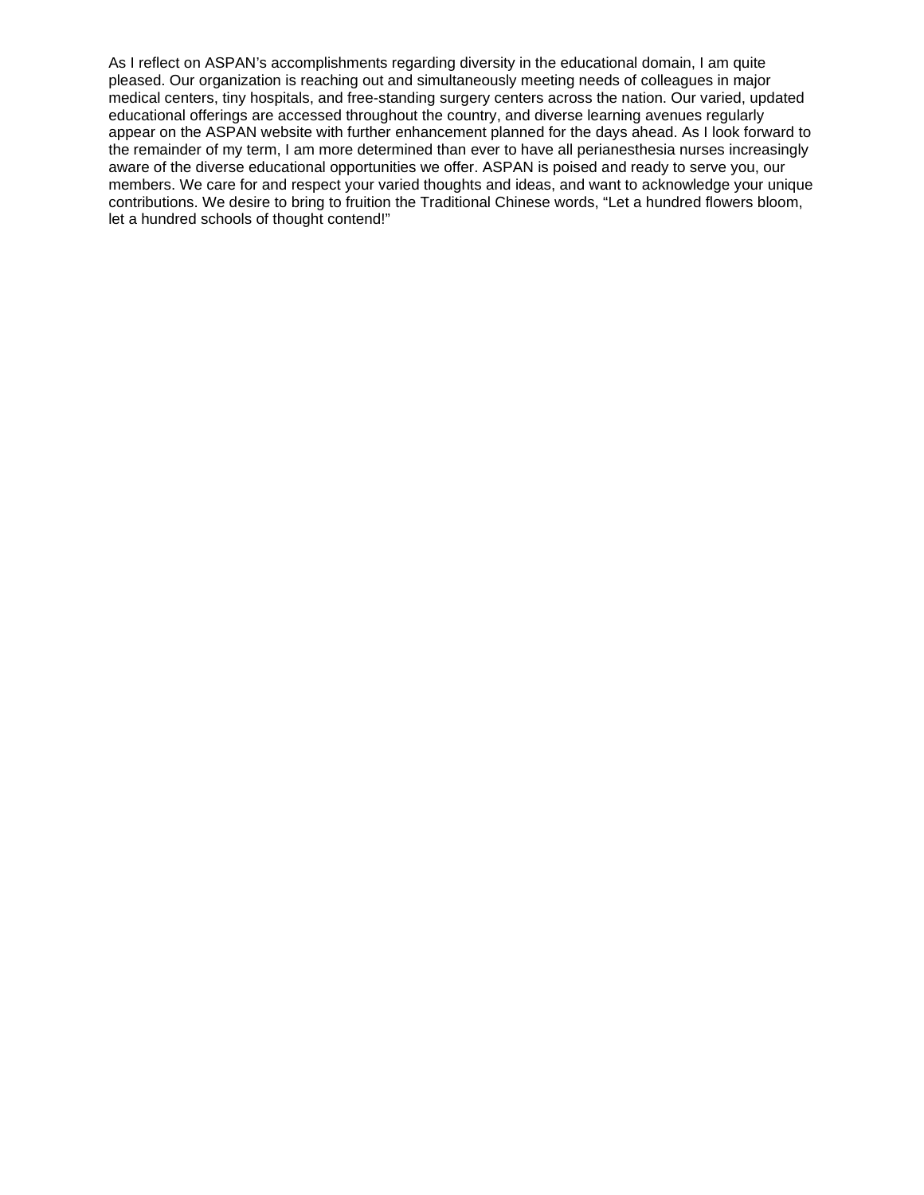As I reflect on ASPAN's accomplishments regarding diversity in the educational domain, I am quite pleased. Our organization is reaching out and simultaneously meeting needs of colleagues in major medical centers, tiny hospitals, and free-standing surgery centers across the nation. Our varied, updated educational offerings are accessed throughout the country, and diverse learning avenues regularly appear on the ASPAN website with further enhancement planned for the days ahead. As I look forward to the remainder of my term, I am more determined than ever to have all perianesthesia nurses increasingly aware of the diverse educational opportunities we offer. ASPAN is poised and ready to serve you, our members. We care for and respect your varied thoughts and ideas, and want to acknowledge your unique contributions. We desire to bring to fruition the Traditional Chinese words, "Let a hundred flowers bloom, let a hundred schools of thought contend!"